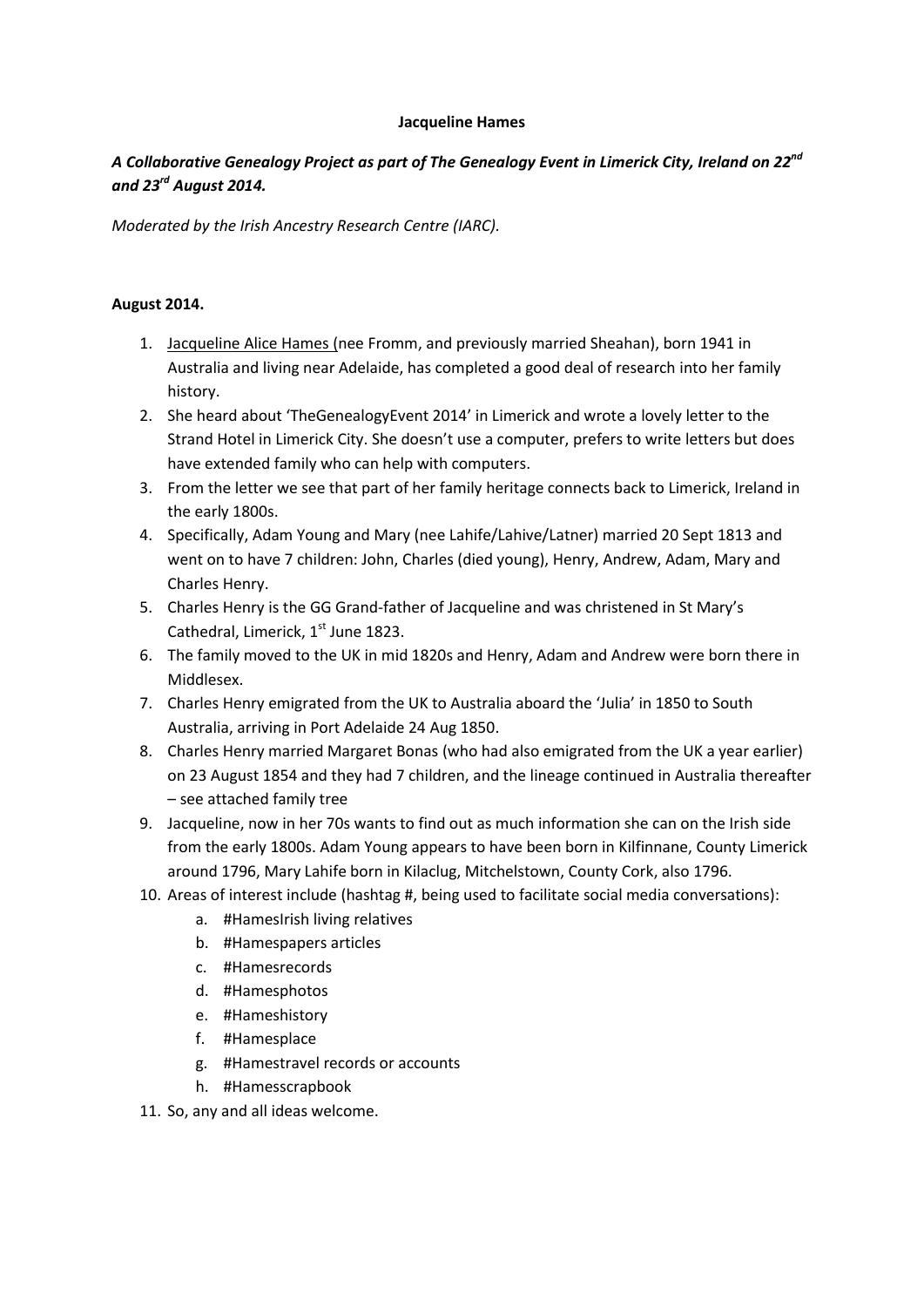**Jacqueline Hames**

***A Collaborative Genealogy Project as part of The Genealogy Event in Limerick City, Ireland on 22nd and 23rd August 2014.***

*Moderated by the Irish Ancestry Research Centre (IARC).*

**August 2014.**

1. Jacqueline Alice Hames (nee Fromm, and previously married Sheahan), born 1941 in Australia and living near Adelaide, has completed a good deal of research into her family history.
2. She heard about 'TheGenealogyEvent 2014' in Limerick and wrote a lovely letter to the Strand Hotel in Limerick City. She doesn't use a computer, prefers to write letters but does have extended family who can help with computers.
3. From the letter we see that part of her family heritage connects back to Limerick, Ireland in the early 1800s.
4. Specifically, Adam Young and Mary (nee Lahife/Lahive/Latner) married 20 Sept 1813 and went on to have 7 children: John, Charles (died young), Henry, Andrew, Adam, Mary and Charles Henry.
5. Charles Henry is the GG Grand-father of Jacqueline and was christened in St Mary's Cathedral, Limerick, 1st June 1823.
6. The family moved to the UK in mid 1820s and Henry, Adam and Andrew were born there in Middlesex.
7. Charles Henry emigrated from the UK to Australia aboard the 'Julia' in 1850 to South Australia, arriving in Port Adelaide 24 Aug 1850.
8. Charles Henry married Margaret Bonas (who had also emigrated from the UK a year earlier) on 23 August 1854 and they had 7 children, and the lineage continued in Australia thereafter – see attached family tree
9. Jacqueline, now in her 70s wants to find out as much information she can on the Irish side from the early 1800s. Adam Young appears to have been born in Kilfinnane, County Limerick around 1796, Mary Lahife born in Kilaclug, Mitchelstown, County Cork, also 1796.
10. Areas of interest include (hashtag #, being used to facilitate social media conversations):
    a. #HamesIrish living relatives
    b. #Hamespapers articles
    c. #Hamesrecords
    d. #Hamesphotos
    e. #Hameshistory
    f. #Hamesplace
    g. #Hamestravel records or accounts
    h. #Hamesscrapbook
11. So, any and all ideas welcome.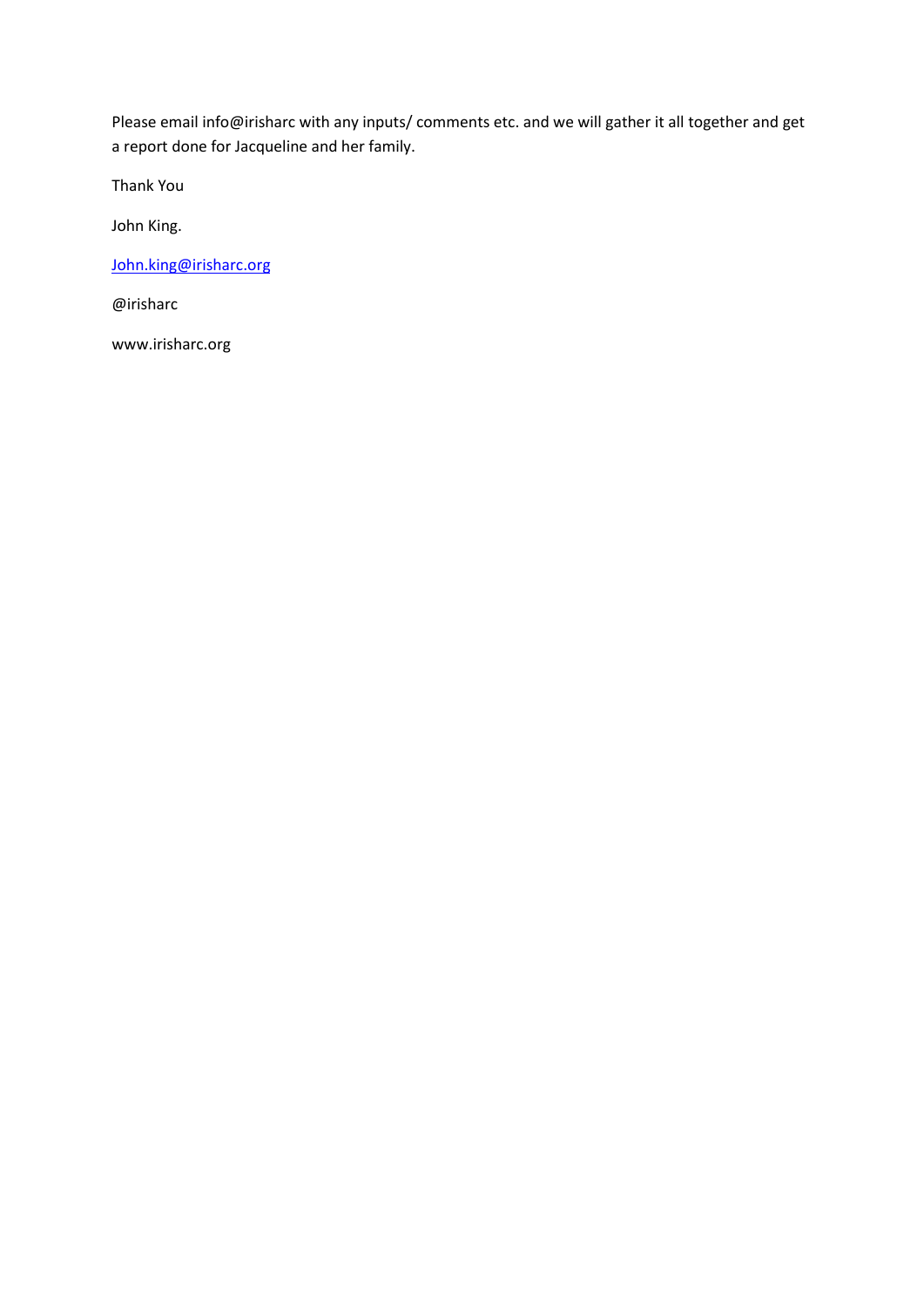Please email info@irisharc with any inputs/ comments etc. and we will gather it all together and get a report done for Jacqueline and her family.

Thank You

John King.

John.king@irisharc.org

@irisharc

www.irisharc.org